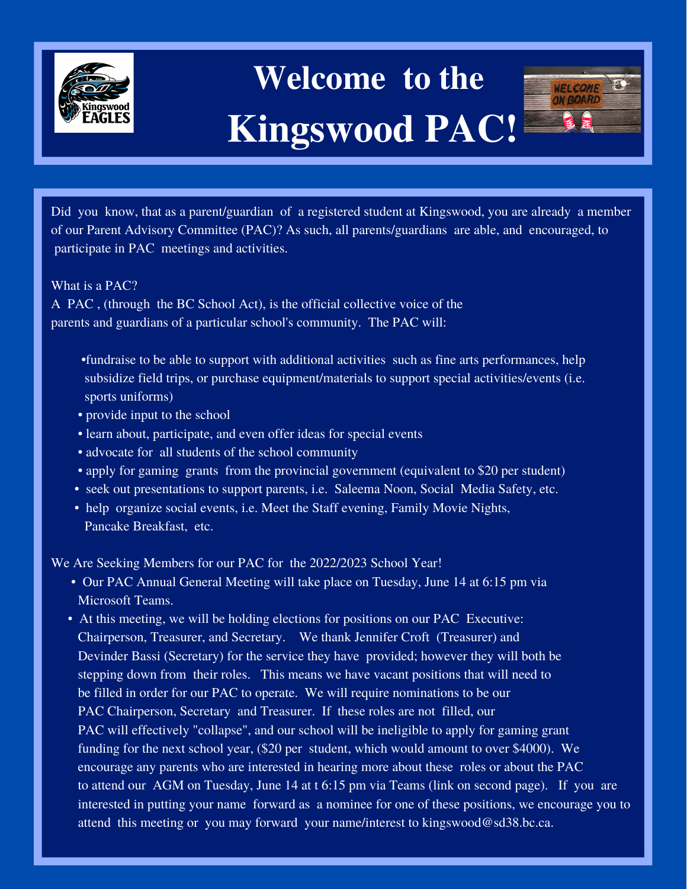# Welcome to the Kingswood PAC!

Did you know, that as a parent/guardian of a registered student at Kingswood, you are already a member of our Parent Advisory Committee (PAC)? As such, all parents/guardians are able, and encouraged, to participate in PAC meetings and activities.

What is a PAC?

A PAC , (through the BC School Act), is the official collective voice of the parents and guardians of a particular school's community. The PAC will:

- fundraise to be able to support with additional activities such as fine arts performances, help subsidize field trips, or purchase equipment/materials to support special activities/events (i.e. sports uniforms)
- provide input to the school
- learn about, participate, and even offer ideas for special events
- advocate for all students of the school community
- apply for gaming grants from the provincial government (equivalent to $20 per student)
- seek out presentations to support parents, i.e. Saleema Noon, Social Media Safety, etc.
- help organize social events, i.e. Meet the Staff evening, Family Movie Nights, Pancake Breakfast, etc.

We Are Seeking Members for our PAC for the 2022/2023 School Year!

- Our PAC Annual General Meeting will take place on Tuesday, June 14 at 6:15 pm via Microsoft Teams.
- At this meeting, we will be holding elections for positions on our PAC Executive: Chairperson, Treasurer, and Secretary. We thank Jennifer Croft (Treasurer) and Devinder Bassi (Secretary) for the service they have provided; however they will both be stepping down from their roles. This means we have vacant positions that will need to be filled in order for our PAC to operate. We will require nominations to be our PAC Chairperson, Secretary and Treasurer. If these roles are not filled, our PAC will effectively "collapse", and our school will be ineligible to apply for gaming grant funding for the next school year, ($20 per student, which would amount to over $4000). We encourage any parents who are interested in hearing more about these roles or about the PAC to attend our AGM on Tuesday, June 14 at t 6:15 pm via Teams (link on second page). If you are interested in putting your name forward as a nominee for one of these positions, we encourage you to attend this meeting or you may forward your name/interest to kingswood@sd38.bc.ca.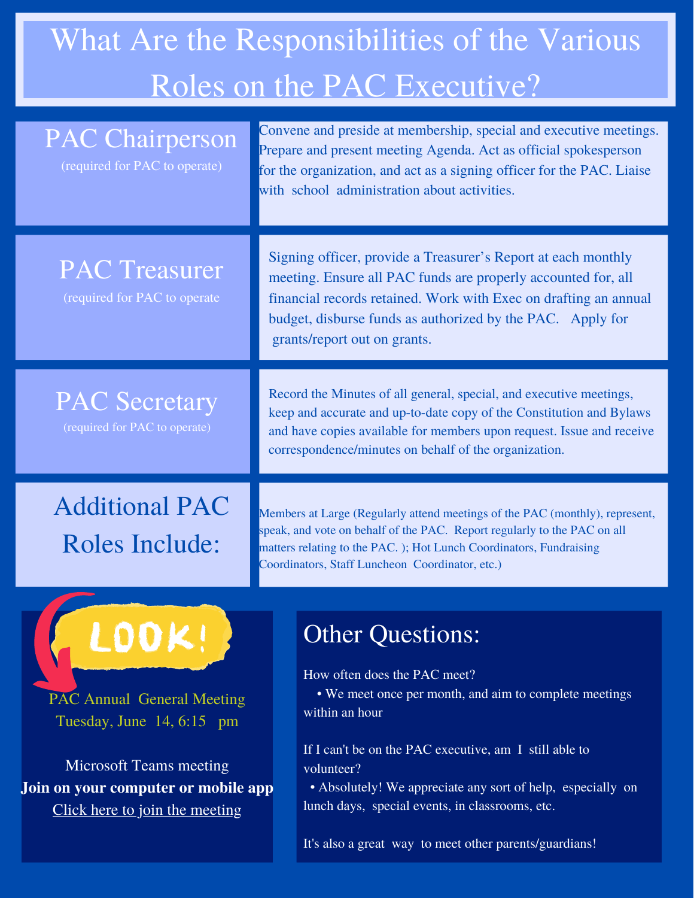# What Are the Responsibilities of the Various Roles on the PAC Executive?

| | |
|---|---|
| **PAC Chairperson** (required for PAC to operate) | Convene and preside at membership, special and executive meetings. Prepare and present meeting Agenda. Act as official spokesperson for the organization, and act as a signing officer for the PAC. Liaise with school administration about activities. |
| **PAC Treasurer** (required for PAC to operate | Signing officer, provide a Treasurer's Report at each monthly meeting. Ensure all PAC funds are properly accounted for, all financial records retained. Work with Exec on drafting an annual budget, disburse funds as authorized by the PAC. Apply for grants/report out on grants. |
| **PAC Secretary** (required for PAC to operate) | Record the Minutes of all general, special, and executive meetings, keep and accurate and up-to-date copy of the Constitution and Bylaws and have copies available for members upon request. Issue and receive correspondence/minutes on behalf of the organization. |
| **Additional PAC Roles Include:** | Members at Large (Regularly attend meetings of the PAC (monthly), represent, speak, and vote on behalf of the PAC. Report regularly to the PAC on all matters relating to the PAC. ); Hot Lunch Coordinators, Fundraising Coordinators, Staff Luncheon Coordinator, etc.) |

LOOK!

PAC Annual General Meeting
Tuesday, June 14, 6:15 pm

Microsoft Teams meeting
**Join on your computer or mobile app**
Click here to join the meeting

## Other Questions:

How often does the PAC meet?

- We meet once per month, and aim to complete meetings within an hour

If I can't be on the PAC executive, am I still able to volunteer?

- Absolutely! We appreciate any sort of help, especially on lunch days, special events, in classrooms, etc.

It's also a great way to meet other parents/guardians!